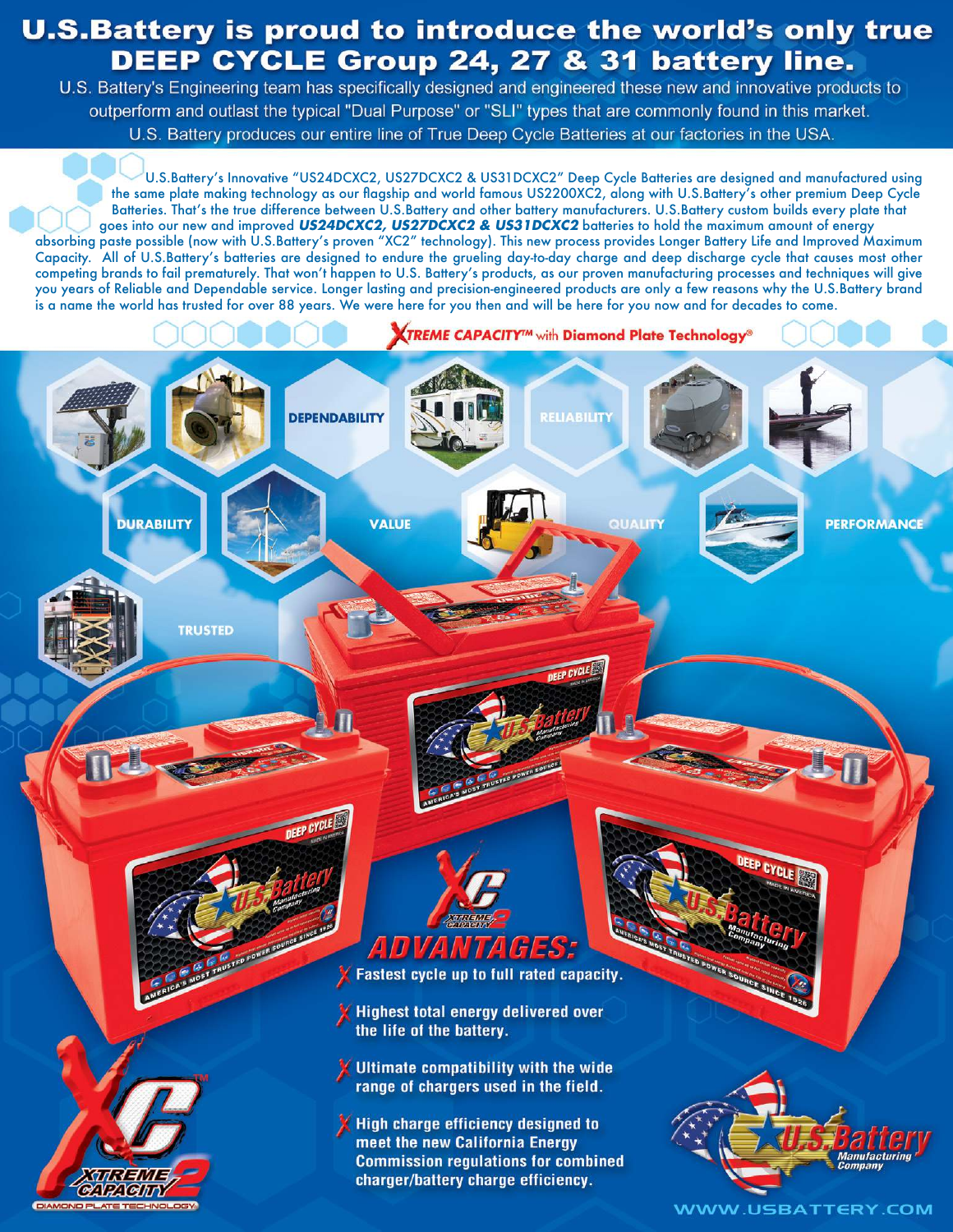# U.S.Battery is proud to introduce the world's only true DEEP CYCLE Group 24, 27 & 31 battery line.

U.S. Battery's Engineering team has specifically designed and engineered these new and innovative products to outperform and outlast the typical "Dual Purpose" or "SLI" types that are commonly found in this market. U.S. Battery produces our entire line of True Deep Cycle Batteries at our factories in the USA.

U.S.Battery's Innovative "US24DCXC2, US27DCXC2 & US31DCXC2" Deep Cycle Batteries are designed and manufactured using the same plate making technology as our flagship and world famous US2200XC2, along with U.S.Battery's other premium Deep Cycle Batteries. That's the true difference between U.S.Battery and other battery manufacturers. U.S.Battery custom builds every plate that goes into our new and improved ***US24DCXC2, US27DCXC2 & US31DCXC2*** batteries to hold the maximum amount of energy absorbing paste possible (now with U.S.Battery's proven "XC2" technology). This new process provides Longer Battery Life and Improved Maximum Capacity. All of U.S.Battery's batteries are designed to endure the grueling day-to-day charge and deep discharge cycle that causes most other competing brands to fail prematurely. That won't happen to U.S. Battery's products, as our proven manufacturing processes and techniques will give you years of Reliable and Dependable service. Longer lasting and precision-engineered products are only a few reasons why the U.S.Battery brand is a name the world has trusted for over 88 years. We were here for you then and will be here for you now and for decades to come.

**XTREME CAPACITY™ with Diamond Plate Technology®**

DEPENDABILITY · RELIABILITY · DURABILITY · VALUE · QUALITY · PERFORMANCE · TRUSTED

## XC2 ADVANTAGES:

- Fastest cycle up to full rated capacity.
- Highest total energy delivered over the life of the battery.
- Ultimate compatibility with the wide range of chargers used in the field.
- High charge efficiency designed to meet the new California Energy Commission regulations for combined charger/battery charge efficiency.

WWW.USBATTERY.COM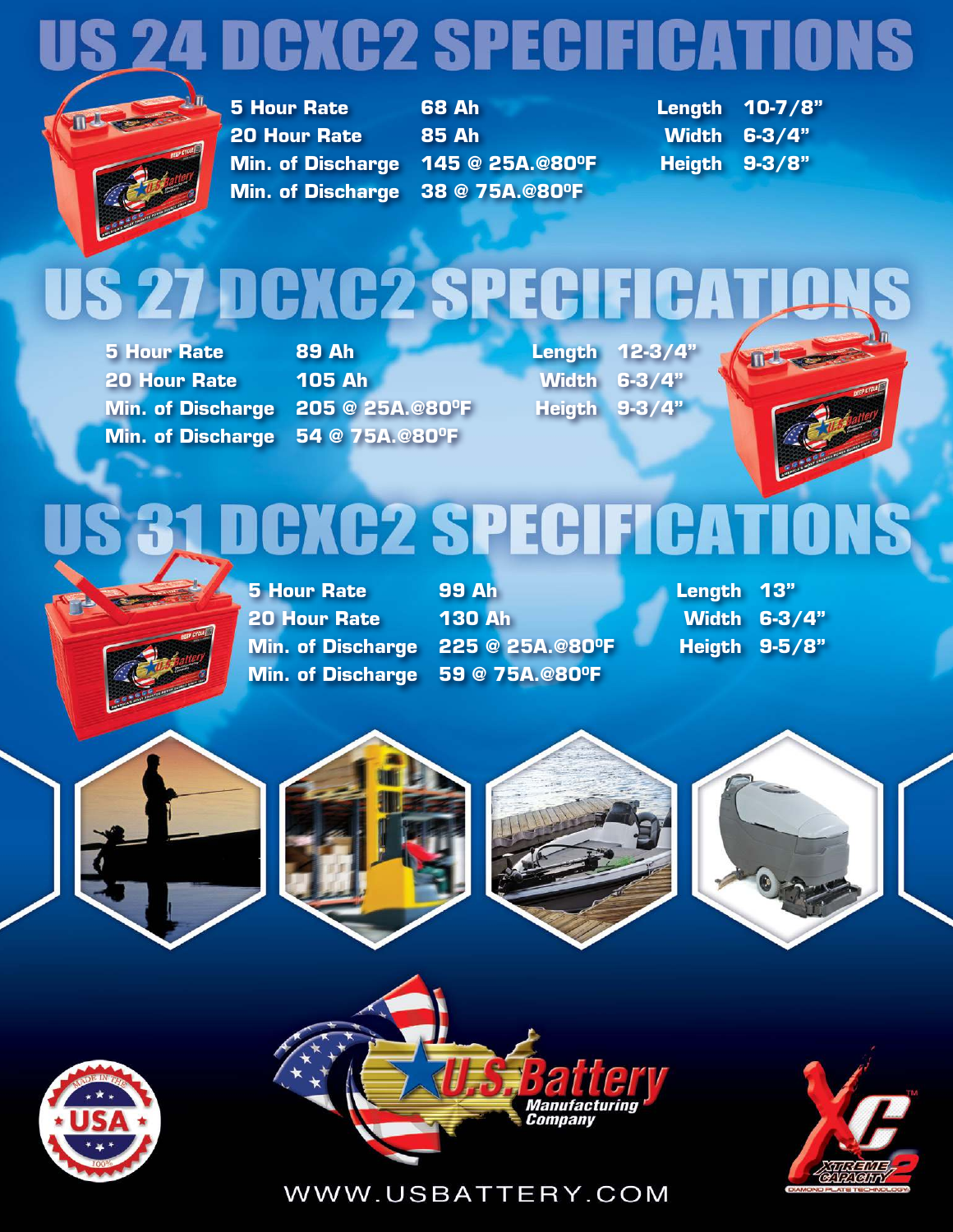# US 24 DCXC2 SPECIFICATIONS

| | | | |
|---|---|---|---|
| 5 Hour Rate | 68 Ah | Length | 10-7/8" |
| 20 Hour Rate | 85 Ah | Width | 6-3/4" |
| Min. of Discharge | 145 @ 25A.@80ºF | Heigth | 9-3/8" |
| Min. of Discharge | 38 @ 75A.@80ºF | | |

# US 27 DCXC2 SPECIFICATIONS

| | | | |
|---|---|---|---|
| 5 Hour Rate | 89 Ah | Length | 12-3/4" |
| 20 Hour Rate | 105 Ah | Width | 6-3/4" |
| Min. of Discharge | 205 @ 25A.@80ºF | Heigth | 9-3/4" |
| Min. of Discharge | 54 @ 75A.@80ºF | | |

# US 31 DCXC2 SPECIFICATIONS

| | | | |
|---|---|---|---|
| 5 Hour Rate | 99 Ah | Length | 13" |
| 20 Hour Rate | 130 Ah | Width | 6-3/4" |
| Min. of Discharge | 225 @ 25A.@80ºF | Heigth | 9-5/8" |
| Min. of Discharge | 59 @ 75A.@80ºF | | |

U.S. Battery Manufacturing Company

WWW.USBATTERY.COM